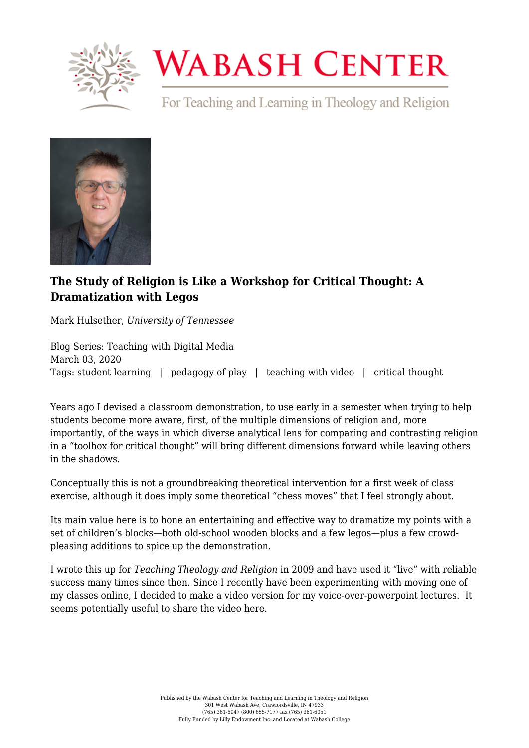# The Study of Religion is Like a Workshop for Critical Thought: A Dramatization with Legos

Mark Hulsether, *University of Tennessee*

Blog Series: Teaching with Digital Media
March 03, 2020
Tags: student learning | pedagogy of play | teaching with video | critical thought

Years ago I devised a classroom demonstration, to use early in a semester when trying to help students become more aware, first, of the multiple dimensions of religion and, more importantly, of the ways in which diverse analytical lens for comparing and contrasting religion in a "toolbox for critical thought" will bring different dimensions forward while leaving others in the shadows.

Conceptually this is not a groundbreaking theoretical intervention for a first week of class exercise, although it does imply some theoretical "chess moves" that I feel strongly about.

Its main value here is to hone an entertaining and effective way to dramatize my points with a set of children's blocks—both old-school wooden blocks and a few legos—plus a few crowd-pleasing additions to spice up the demonstration.

I wrote this up for *Teaching Theology and Religion* in 2009 and have used it "live" with reliable success many times since then. Since I recently have been experimenting with moving one of my classes online, I decided to make a video version for my voice-over-powerpoint lectures. It seems potentially useful to share the video here.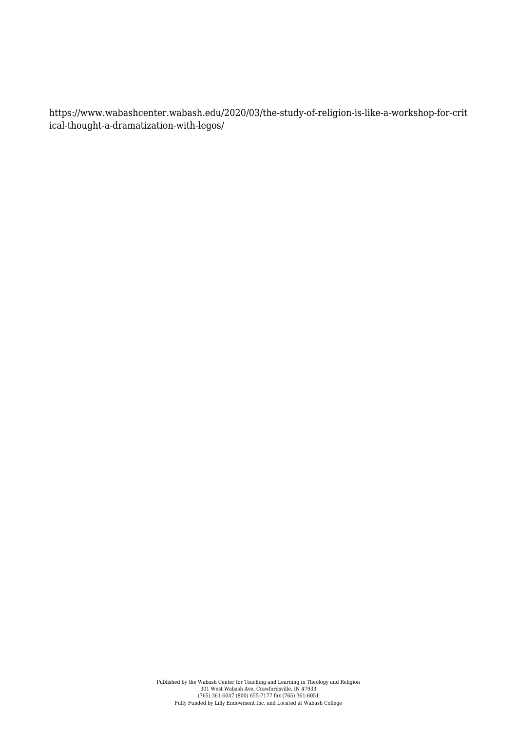https://www.wabashcenter.wabash.edu/2020/03/the-study-of-religion-is-like-a-workshop-for-critical-thought-a-dramatization-with-legos/